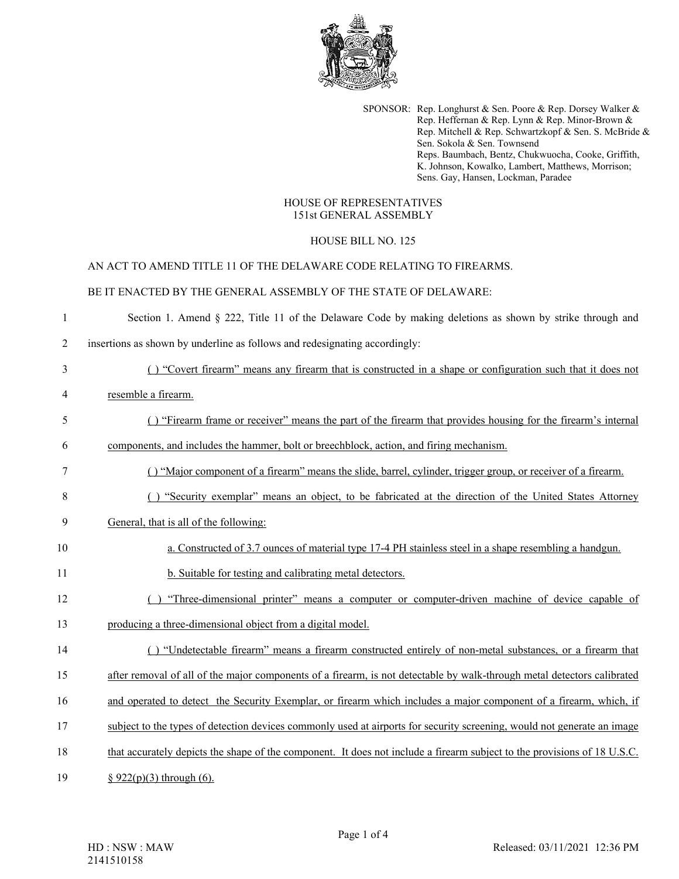SPONSOR: Rep. Longhurst & Sen. Poore & Rep. Dorsey Walker & Rep. Heffernan & Rep. Lynn & Rep. Minor-Brown & Rep. Mitchell & Rep. Schwartzkopf & Sen. S. McBride & Sen. Sokola & Sen. Townsend
Reps. Baumbach, Bentz, Chukwuocha, Cooke, Griffith, K. Johnson, Kowalko, Lambert, Matthews, Morrison; Sens. Gay, Hansen, Lockman, Paradee

HOUSE OF REPRESENTATIVES
151st GENERAL ASSEMBLY

HOUSE BILL NO. 125

AN ACT TO AMEND TITLE 11 OF THE DELAWARE CODE RELATING TO FIREARMS.

BE IT ENACTED BY THE GENERAL ASSEMBLY OF THE STATE OF DELAWARE:

1 Section 1. Amend § 222, Title 11 of the Delaware Code by making deletions as shown by strike through and
2 insertions as shown by underline as follows and redesignating accordingly:

3 <u>( ) "Covert firearm" means any firearm that is constructed in a shape or configuration such that it does not</u>
4 <u>resemble a firearm.</u>

5 <u>( ) "Firearm frame or receiver" means the part of the firearm that provides housing for the firearm's internal</u>
6 <u>components, and includes the hammer, bolt or breechblock, action, and firing mechanism.</u>

7 <u>( ) "Major component of a firearm" means the slide, barrel, cylinder, trigger group, or receiver of a firearm.</u>

8 <u>( ) "Security exemplar" means an object, to be fabricated at the direction of the United States Attorney</u>
9 <u>General, that is all of the following:</u>

10 <u>a. Constructed of 3.7 ounces of material type 17-4 PH stainless steel in a shape resembling a handgun.</u>
11 <u>b. Suitable for testing and calibrating metal detectors.</u>

12 <u>( ) "Three-dimensional printer" means a computer or computer-driven machine of device capable of</u>
13 <u>producing a three-dimensional object from a digital model.</u>

14 <u>( ) "Undetectable firearm" means a firearm constructed entirely of non-metal substances, or a firearm that</u>
15 <u>after removal of all of the major components of a firearm, is not detectable by walk-through metal detectors calibrated</u>
16 <u>and operated to detect the Security Exemplar, or firearm which includes a major component of a firearm, which, if</u>
17 <u>subject to the types of detection devices commonly used at airports for security screening, would not generate an image</u>
18 <u>that accurately depicts the shape of the component. It does not include a firearm subject to the provisions of 18 U.S.C.</u>
19 <u>§ 922(p)(3) through (6).</u>

HD : NSW : MAW
2141510158

Released: 03/11/2021 12:36 PM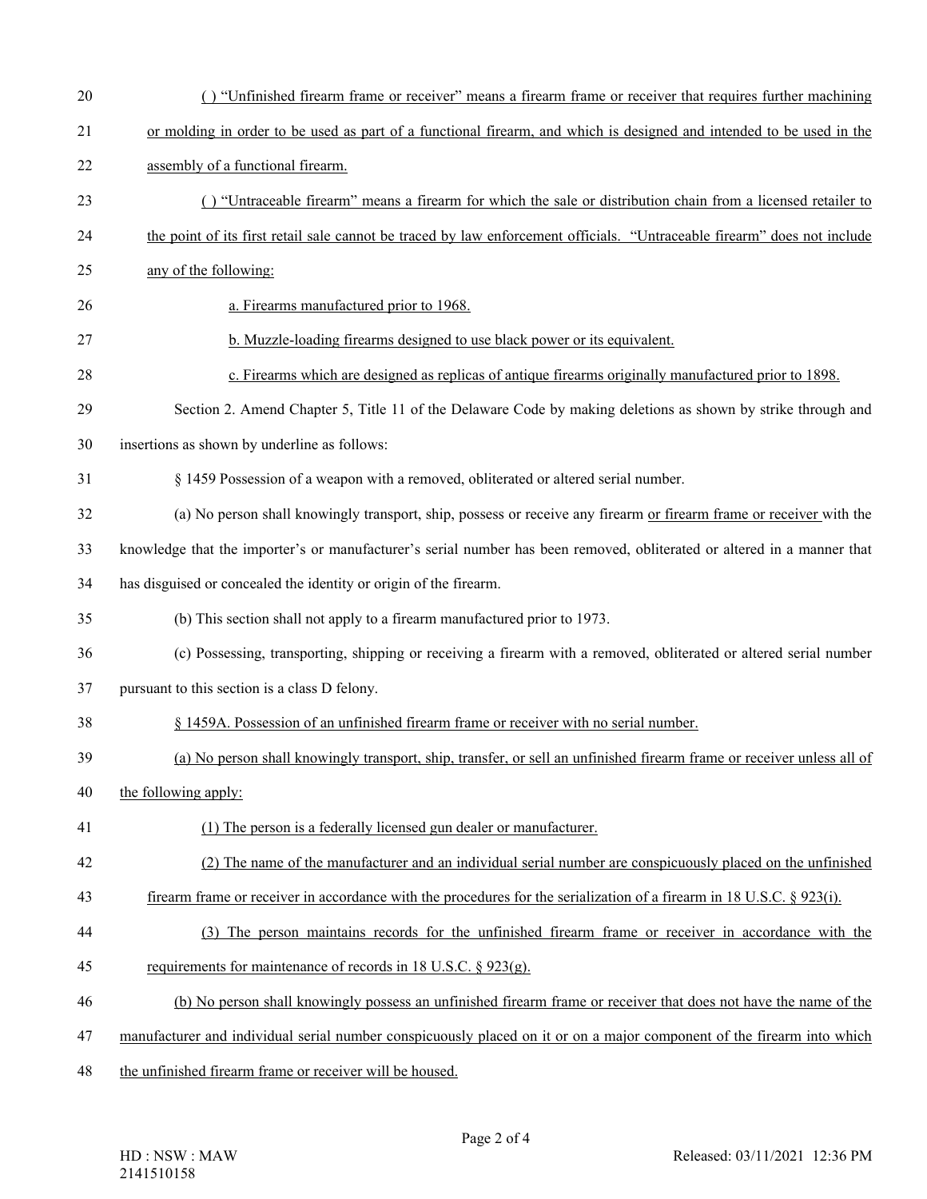( ) "Unfinished firearm frame or receiver" means a firearm frame or receiver that requires further machining or molding in order to be used as part of a functional firearm, and which is designed and intended to be used in the assembly of a functional firearm.

( ) "Untraceable firearm" means a firearm for which the sale or distribution chain from a licensed retailer to the point of its first retail sale cannot be traced by law enforcement officials. "Untraceable firearm" does not include any of the following:

a. Firearms manufactured prior to 1968.

b. Muzzle-loading firearms designed to use black power or its equivalent.

c. Firearms which are designed as replicas of antique firearms originally manufactured prior to 1898.

Section 2. Amend Chapter 5, Title 11 of the Delaware Code by making deletions as shown by strike through and insertions as shown by underline as follows:

§ 1459 Possession of a weapon with a removed, obliterated or altered serial number.

(a) No person shall knowingly transport, ship, possess or receive any firearm or firearm frame or receiver with the knowledge that the importer's or manufacturer's serial number has been removed, obliterated or altered in a manner that has disguised or concealed the identity or origin of the firearm.

(b) This section shall not apply to a firearm manufactured prior to 1973.

(c) Possessing, transporting, shipping or receiving a firearm with a removed, obliterated or altered serial number pursuant to this section is a class D felony.

§ 1459A. Possession of an unfinished firearm frame or receiver with no serial number.

(a) No person shall knowingly transport, ship, transfer, or sell an unfinished firearm frame or receiver unless all of the following apply:

(1) The person is a federally licensed gun dealer or manufacturer.

(2) The name of the manufacturer and an individual serial number are conspicuously placed on the unfinished firearm frame or receiver in accordance with the procedures for the serialization of a firearm in 18 U.S.C. § 923(i).

(3) The person maintains records for the unfinished firearm frame or receiver in accordance with the requirements for maintenance of records in 18 U.S.C. § 923(g).

(b) No person shall knowingly possess an unfinished firearm frame or receiver that does not have the name of the manufacturer and individual serial number conspicuously placed on it or on a major component of the firearm into which the unfinished firearm frame or receiver will be housed.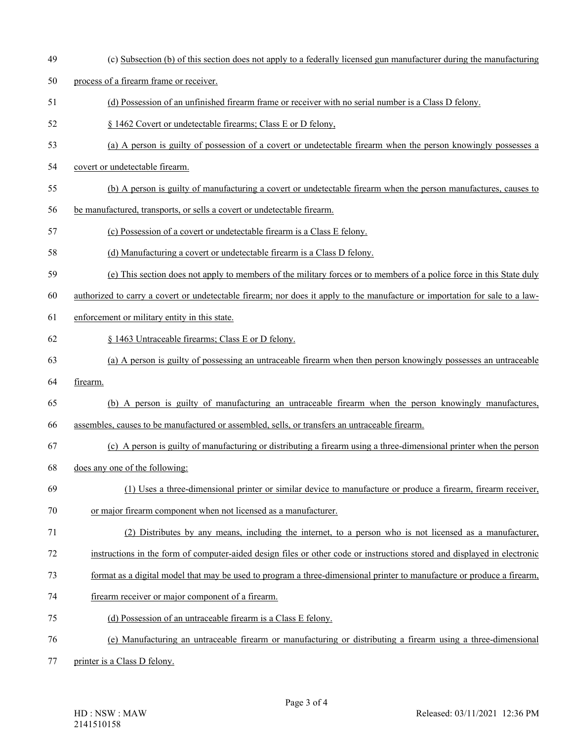(c) Subsection (b) of this section does not apply to a federally licensed gun manufacturer during the manufacturing process of a firearm frame or receiver.

(d) Possession of an unfinished firearm frame or receiver with no serial number is a Class D felony.

§ 1462 Covert or undetectable firearms; Class E or D felony,

(a) A person is guilty of possession of a covert or undetectable firearm when the person knowingly possesses a covert or undetectable firearm.

(b) A person is guilty of manufacturing a covert or undetectable firearm when the person manufactures, causes to be manufactured, transports, or sells a covert or undetectable firearm.

(c) Possession of a covert or undetectable firearm is a Class E felony.

(d) Manufacturing a covert or undetectable firearm is a Class D felony.

(e) This section does not apply to members of the military forces or to members of a police force in this State duly authorized to carry a covert or undetectable firearm; nor does it apply to the manufacture or importation for sale to a law-enforcement or military entity in this state.

§ 1463 Untraceable firearms; Class E or D felony.

(a) A person is guilty of possessing an untraceable firearm when then person knowingly possesses an untraceable firearm.

(b) A person is guilty of manufacturing an untraceable firearm when the person knowingly manufactures, assembles, causes to be manufactured or assembled, sells, or transfers an untraceable firearm.

(c) A person is guilty of manufacturing or distributing a firearm using a three-dimensional printer when the person does any one of the following:

(1) Uses a three-dimensional printer or similar device to manufacture or produce a firearm, firearm receiver, or major firearm component when not licensed as a manufacturer.

(2) Distributes by any means, including the internet, to a person who is not licensed as a manufacturer, instructions in the form of computer-aided design files or other code or instructions stored and displayed in electronic format as a digital model that may be used to program a three-dimensional printer to manufacture or produce a firearm, firearm receiver or major component of a firearm.

(d) Possession of an untraceable firearm is a Class E felony.

(e) Manufacturing an untraceable firearm or manufacturing or distributing a firearm using a three-dimensional printer is a Class D felony.

HD : NSW : MAW
2141510158

Released: 03/11/2021 12:36 PM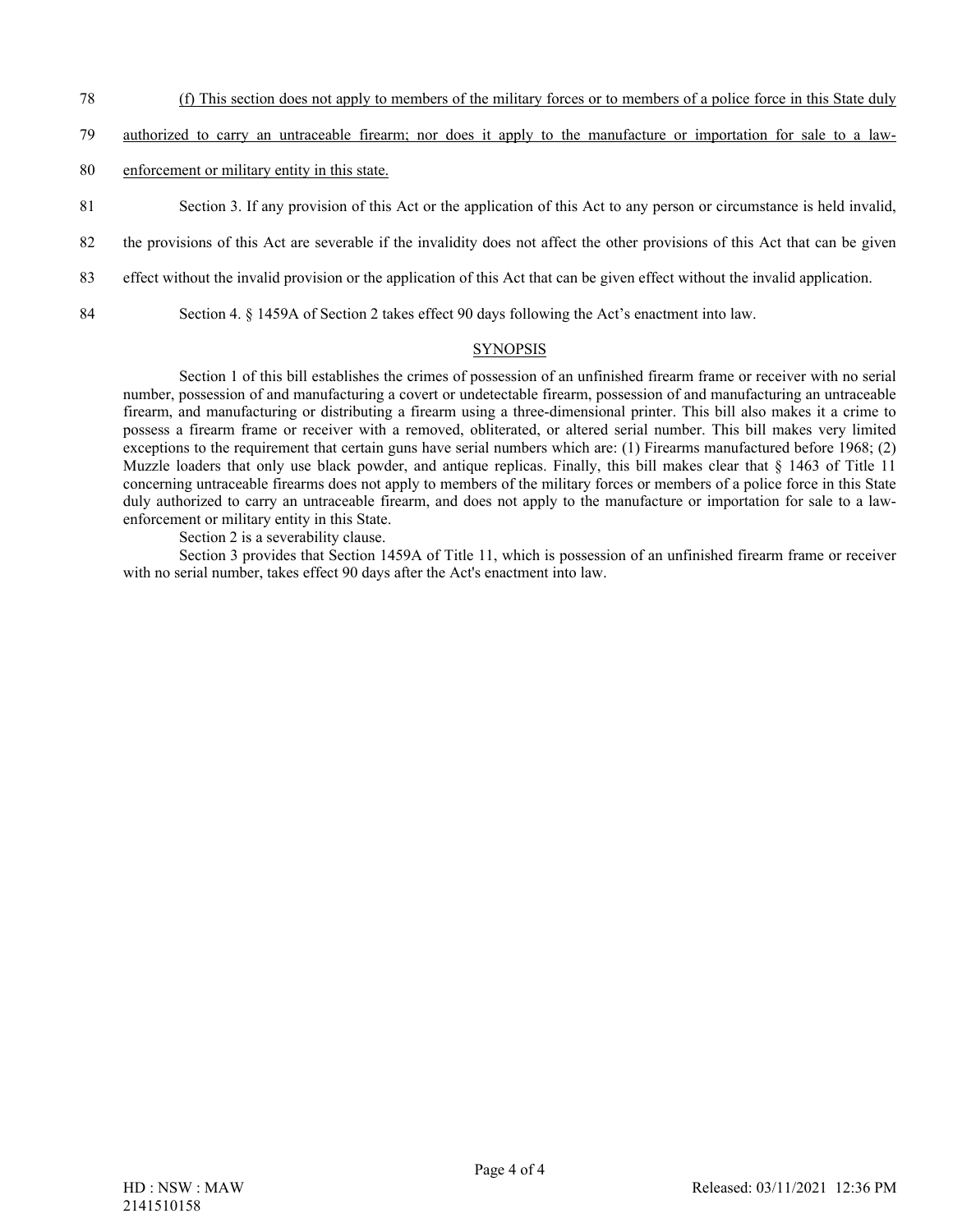78 (f) This section does not apply to members of the military forces or to members of a police force in this State duly

79 authorized to carry an untraceable firearm; nor does it apply to the manufacture or importation for sale to a law-

80 enforcement or military entity in this state.

81 Section 3. If any provision of this Act or the application of this Act to any person or circumstance is held invalid,

82 the provisions of this Act are severable if the invalidity does not affect the other provisions of this Act that can be given

83 effect without the invalid provision or the application of this Act that can be given effect without the invalid application.

84 Section 4. § 1459A of Section 2 takes effect 90 days following the Act's enactment into law.

## SYNOPSIS

Section 1 of this bill establishes the crimes of possession of an unfinished firearm frame or receiver with no serial number, possession of and manufacturing a covert or undetectable firearm, possession of and manufacturing an untraceable firearm, and manufacturing or distributing a firearm using a three-dimensional printer. This bill also makes it a crime to possess a firearm frame or receiver with a removed, obliterated, or altered serial number. This bill makes very limited exceptions to the requirement that certain guns have serial numbers which are: (1) Firearms manufactured before 1968; (2) Muzzle loaders that only use black powder, and antique replicas. Finally, this bill makes clear that § 1463 of Title 11 concerning untraceable firearms does not apply to members of the military forces or members of a police force in this State duly authorized to carry an untraceable firearm, and does not apply to the manufacture or importation for sale to a law-enforcement or military entity in this State.

Section 2 is a severability clause.

Section 3 provides that Section 1459A of Title 11, which is possession of an unfinished firearm frame or receiver with no serial number, takes effect 90 days after the Act's enactment into law.

HD : NSW : MAW
2141510158

Released: 03/11/2021 12:36 PM